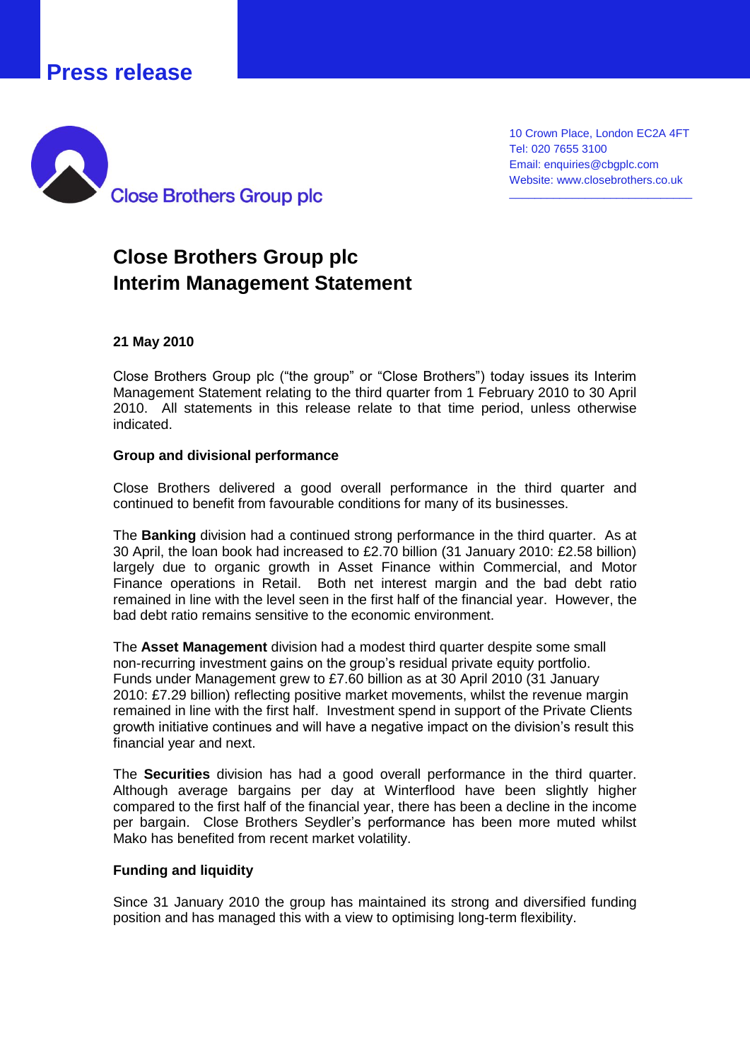Press release

Close Brothers Group plc

10 Crown Place, London EC2A 4FT
Tel: 020 7655 3100
Email: enquiries@cbgplc.com
Website: www.closebrothers.co.uk

# Close Brothers Group plc
# Interim Management Statement

**21 May 2010**

Close Brothers Group plc ("the group" or "Close Brothers") today issues its Interim Management Statement relating to the third quarter from 1 February 2010 to 30 April 2010. All statements in this release relate to that time period, unless otherwise indicated.

**Group and divisional performance**

Close Brothers delivered a good overall performance in the third quarter and continued to benefit from favourable conditions for many of its businesses.

The **Banking** division had a continued strong performance in the third quarter. As at 30 April, the loan book had increased to £2.70 billion (31 January 2010: £2.58 billion) largely due to organic growth in Asset Finance within Commercial, and Motor Finance operations in Retail. Both net interest margin and the bad debt ratio remained in line with the level seen in the first half of the financial year. However, the bad debt ratio remains sensitive to the economic environment.

The **Asset Management** division had a modest third quarter despite some small non-recurring investment gains on the group's residual private equity portfolio. Funds under Management grew to £7.60 billion as at 30 April 2010 (31 January 2010: £7.29 billion) reflecting positive market movements, whilst the revenue margin remained in line with the first half. Investment spend in support of the Private Clients growth initiative continues and will have a negative impact on the division's result this financial year and next.

The **Securities** division has had a good overall performance in the third quarter. Although average bargains per day at Winterflood have been slightly higher compared to the first half of the financial year, there has been a decline in the income per bargain. Close Brothers Seydler's performance has been more muted whilst Mako has benefited from recent market volatility.

**Funding and liquidity**

Since 31 January 2010 the group has maintained its strong and diversified funding position and has managed this with a view to optimising long-term flexibility.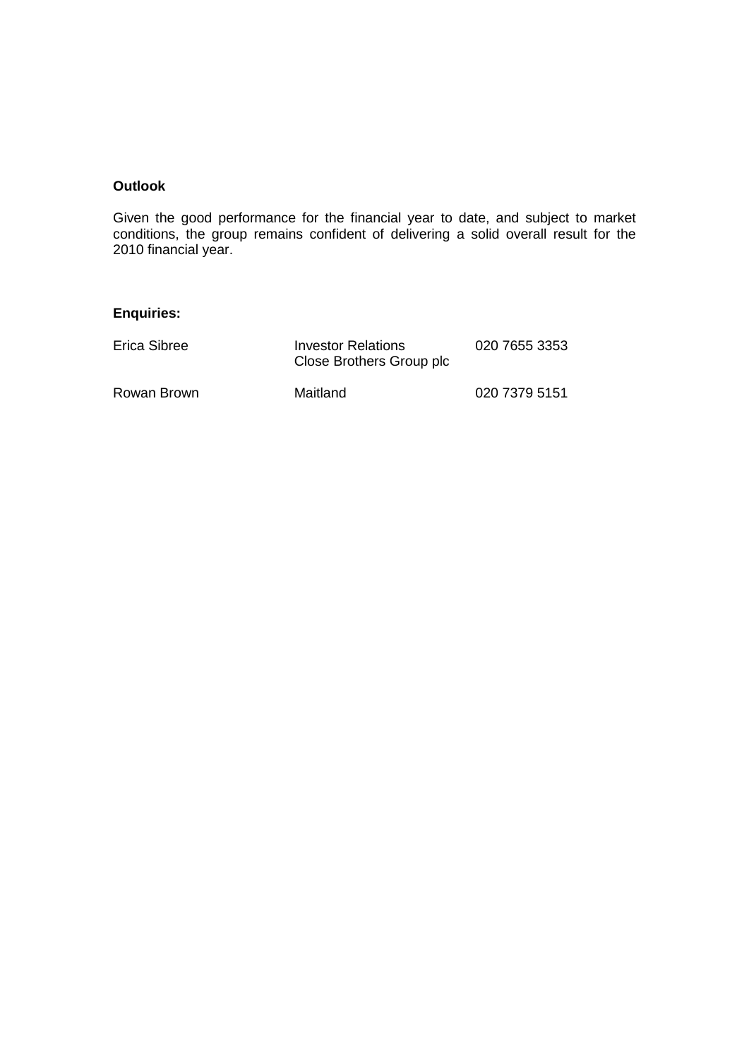**Outlook**

Given the good performance for the financial year to date, and subject to market conditions, the group remains confident of delivering a solid overall result for the 2010 financial year.

**Enquiries:**

| | | |
|---|---|---|
| Erica Sibree | Investor Relations<br>Close Brothers Group plc | 020 7655 3353 |
| Rowan Brown | Maitland | 020 7379 5151 |